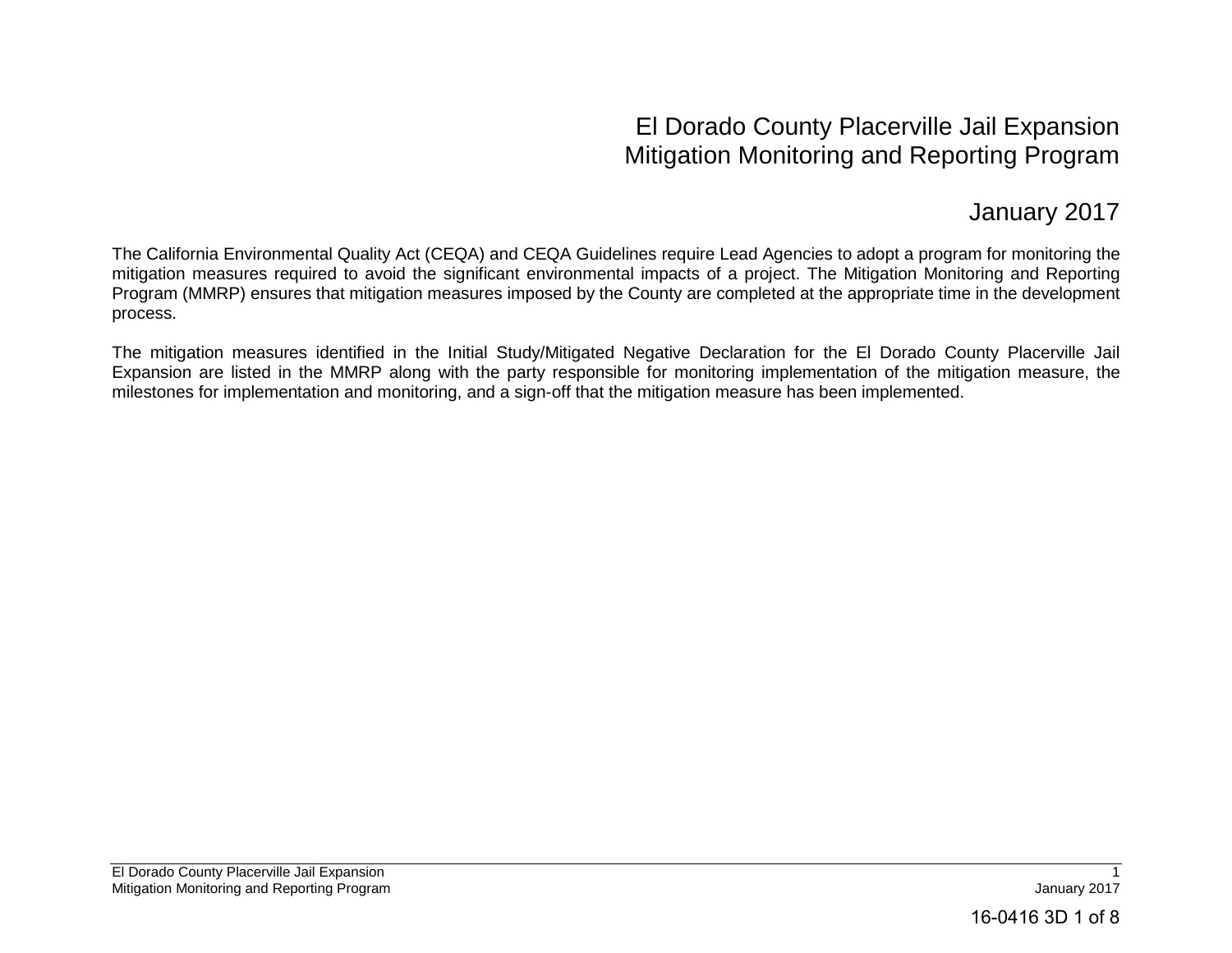# El Dorado County Placerville Jail Expansion Mitigation Monitoring and Reporting Program

January 2017

The California Environmental Quality Act (CEQA) and CEQA Guidelines require Lead Agencies to adopt a program for monitoring the mitigation measures required to avoid the significant environmental impacts of a project. The Mitigation Monitoring and Reporting Program (MMRP) ensures that mitigation measures imposed by the County are completed at the appropriate time in the development process.

The mitigation measures identified in the Initial Study/Mitigated Negative Declaration for the El Dorado County Placerville Jail Expansion are listed in the MMRP along with the party responsible for monitoring implementation of the mitigation measure, the milestones for implementation and monitoring, and a sign-off that the mitigation measure has been implemented.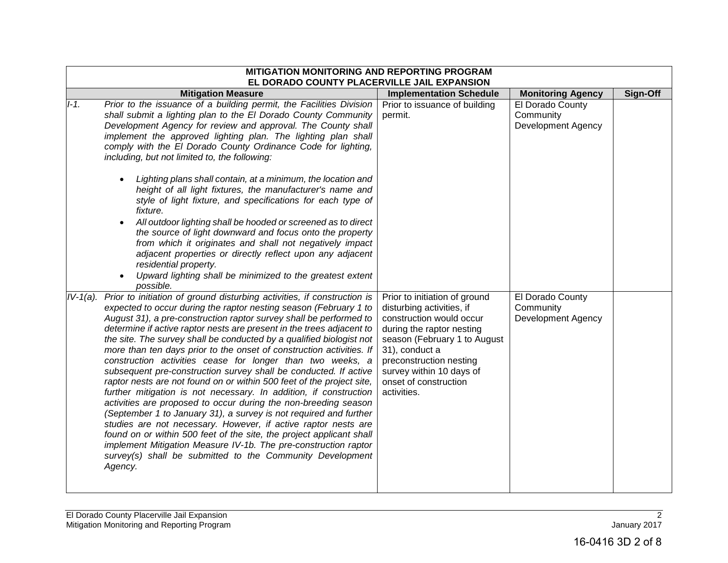| MITIGATION MONITORING AND REPORTING PROGRAM<br>EL DORADO COUNTY PLACERVILLE JAIL EXPANSION | | | |
|---|---|---|---|
| **Mitigation Measure** | **Implementation Schedule** | **Monitoring Agency** | **Sign-Off** |
| *I-1. Prior to the issuance of a building permit, the Facilities Division shall submit a lighting plan to the El Dorado County Community Development Agency for review and approval. The County shall implement the approved lighting plan. The lighting plan shall comply with the El Dorado County Ordinance Code for lighting, including, but not limited to, the following:*<br><br>• *Lighting plans shall contain, at a minimum, the location and height of all light fixtures, the manufacturer's name and style of light fixture, and specifications for each type of fixture.*<br>• *All outdoor lighting shall be hooded or screened as to direct the source of light downward and focus onto the property from which it originates and shall not negatively impact adjacent properties or directly reflect upon any adjacent residential property.*<br>• *Upward lighting shall be minimized to the greatest extent possible.* | Prior to issuance of building permit. | El Dorado County Community Development Agency | |
| *IV-1(a). Prior to initiation of ground disturbing activities, if construction is expected to occur during the raptor nesting season (February 1 to August 31), a pre-construction raptor survey shall be performed to determine if active raptor nests are present in the trees adjacent to the site. The survey shall be conducted by a qualified biologist not more than ten days prior to the onset of construction activities. If construction activities cease for longer than two weeks, a subsequent pre-construction survey shall be conducted. If active raptor nests are not found on or within 500 feet of the project site, further mitigation is not necessary. In addition, if construction activities are proposed to occur during the non-breeding season (September 1 to January 31), a survey is not required and further studies are not necessary. However, if active raptor nests are found on or within 500 feet of the site, the project applicant shall implement Mitigation Measure IV-1b. The pre-construction raptor survey(s) shall be submitted to the Community Development Agency.* | Prior to initiation of ground disturbing activities, if construction would occur during the raptor nesting season (February 1 to August 31), conduct a preconstruction nesting survey within 10 days of onset of construction activities. | El Dorado County Community Development Agency | |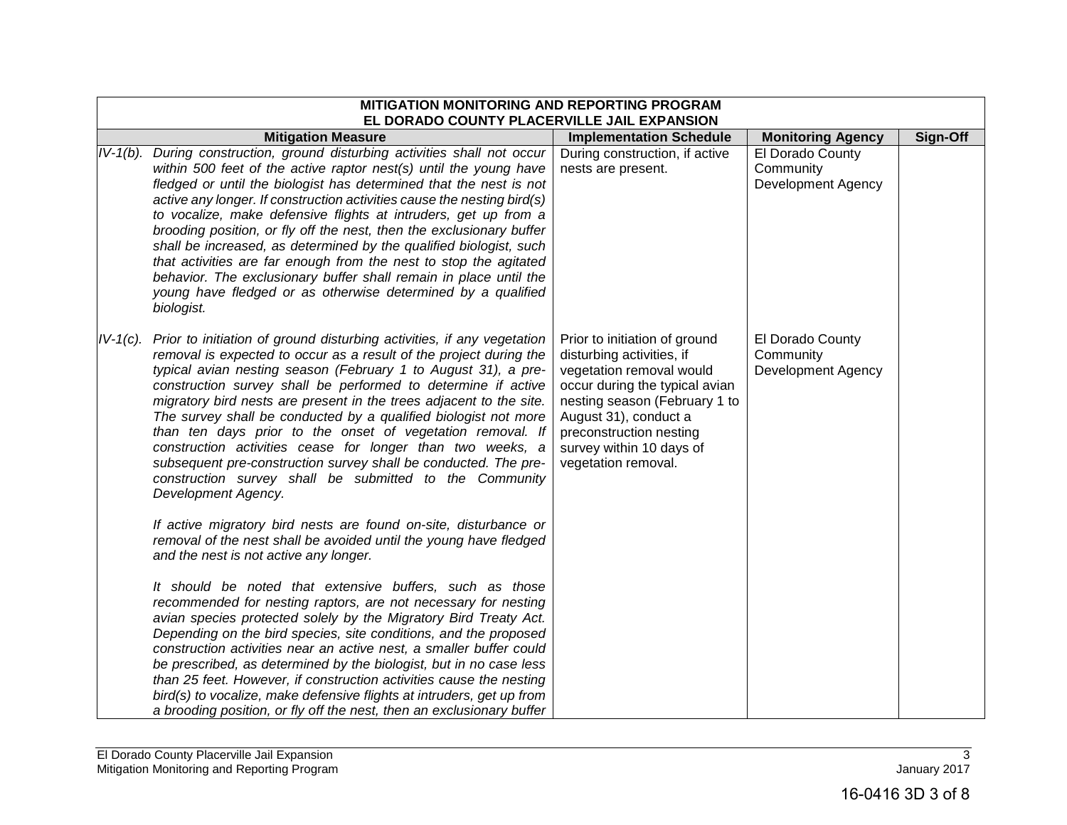| MITIGATION MONITORING AND REPORTING PROGRAM<br>EL DORADO COUNTY PLACERVILLE JAIL EXPANSION | | | |
|---|---|---|---|
| **Mitigation Measure** | **Implementation Schedule** | **Monitoring Agency** | **Sign-Off** |
| *IV-1(b). During construction, ground disturbing activities shall not occur within 500 feet of the active raptor nest(s) until the young have fledged or until the biologist has determined that the nest is not active any longer. If construction activities cause the nesting bird(s) to vocalize, make defensive flights at intruders, get up from a brooding position, or fly off the nest, then the exclusionary buffer shall be increased, as determined by the qualified biologist, such that activities are far enough from the nest to stop the agitated behavior. The exclusionary buffer shall remain in place until the young have fledged or as otherwise determined by a qualified biologist.* | During construction, if active nests are present. | El Dorado County Community Development Agency | |
| *IV-1(c). Prior to initiation of ground disturbing activities, if any vegetation removal is expected to occur as a result of the project during the typical avian nesting season (February 1 to August 31), a pre-construction survey shall be performed to determine if active migratory bird nests are present in the trees adjacent to the site. The survey shall be conducted by a qualified biologist not more than ten days prior to the onset of vegetation removal. If construction activities cease for longer than two weeks, a subsequent pre-construction survey shall be conducted. The pre-construction survey shall be submitted to the Community Development Agency.*<br><br>*If active migratory bird nests are found on-site, disturbance or removal of the nest shall be avoided until the young have fledged and the nest is not active any longer.*<br><br>*It should be noted that extensive buffers, such as those recommended for nesting raptors, are not necessary for nesting avian species protected solely by the Migratory Bird Treaty Act. Depending on the bird species, site conditions, and the proposed construction activities near an active nest, a smaller buffer could be prescribed, as determined by the biologist, but in no case less than 25 feet. However, if construction activities cause the nesting bird(s) to vocalize, make defensive flights at intruders, get up from a brooding position, or fly off the nest, then an exclusionary buffer* | Prior to initiation of ground disturbing activities, if vegetation removal would occur during the typical avian nesting season (February 1 to August 31), conduct a preconstruction nesting survey within 10 days of vegetation removal. | El Dorado County Community Development Agency | |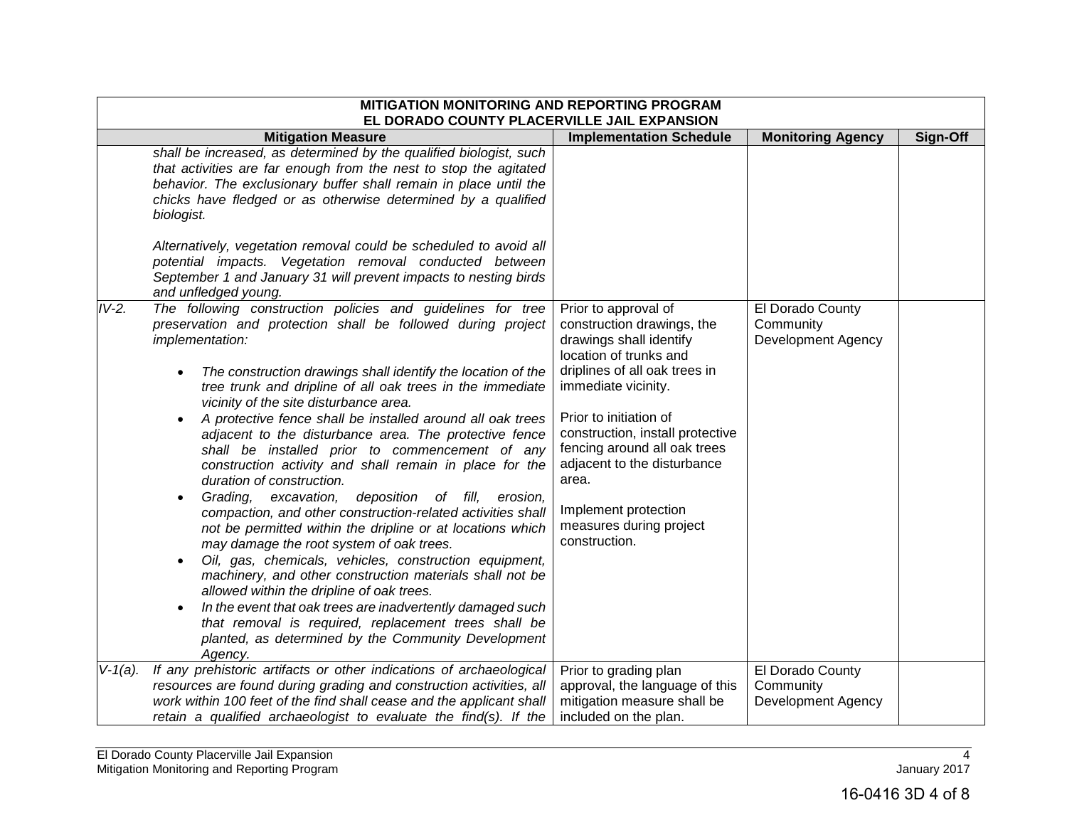| MITIGATION MONITORING AND REPORTING PROGRAM<br>EL DORADO COUNTY PLACERVILLE JAIL EXPANSION | | | |
|---|---|---|---|
| **Mitigation Measure** | **Implementation Schedule** | **Monitoring Agency** | **Sign-Off** |
| *shall be increased, as determined by the qualified biologist, such that activities are far enough from the nest to stop the agitated behavior. The exclusionary buffer shall remain in place until the chicks have fledged or as otherwise determined by a qualified biologist.*<br><br>*Alternatively, vegetation removal could be scheduled to avoid all potential impacts. Vegetation removal conducted between September 1 and January 31 will prevent impacts to nesting birds and unfledged young.* | | | |
| *IV-2. The following construction policies and guidelines for tree preservation and protection shall be followed during project implementation:*<br><br>• *The construction drawings shall identify the location of the tree trunk and dripline of all oak trees in the immediate vicinity of the site disturbance area.*<br>• *A protective fence shall be installed around all oak trees adjacent to the disturbance area. The protective fence shall be installed prior to commencement of any construction activity and shall remain in place for the duration of construction.*<br>• *Grading, excavation, deposition of fill, erosion, compaction, and other construction-related activities shall not be permitted within the dripline or at locations which may damage the root system of oak trees.*<br>• *Oil, gas, chemicals, vehicles, construction equipment, machinery, and other construction materials shall not be allowed within the dripline of oak trees.*<br>• *In the event that oak trees are inadvertently damaged such that removal is required, replacement trees shall be planted, as determined by the Community Development Agency.* | Prior to approval of construction drawings, the drawings shall identify location of trunks and driplines of all oak trees in immediate vicinity.<br><br>Prior to initiation of construction, install protective fencing around all oak trees adjacent to the disturbance area.<br><br>Implement protection measures during project construction. | El Dorado County Community Development Agency | |
| *V-1(a). If any prehistoric artifacts or other indications of archaeological resources are found during grading and construction activities, all work within 100 feet of the find shall cease and the applicant shall retain a qualified archaeologist to evaluate the find(s). If the* | Prior to grading plan approval, the language of this mitigation measure shall be included on the plan. | El Dorado County Community Development Agency | |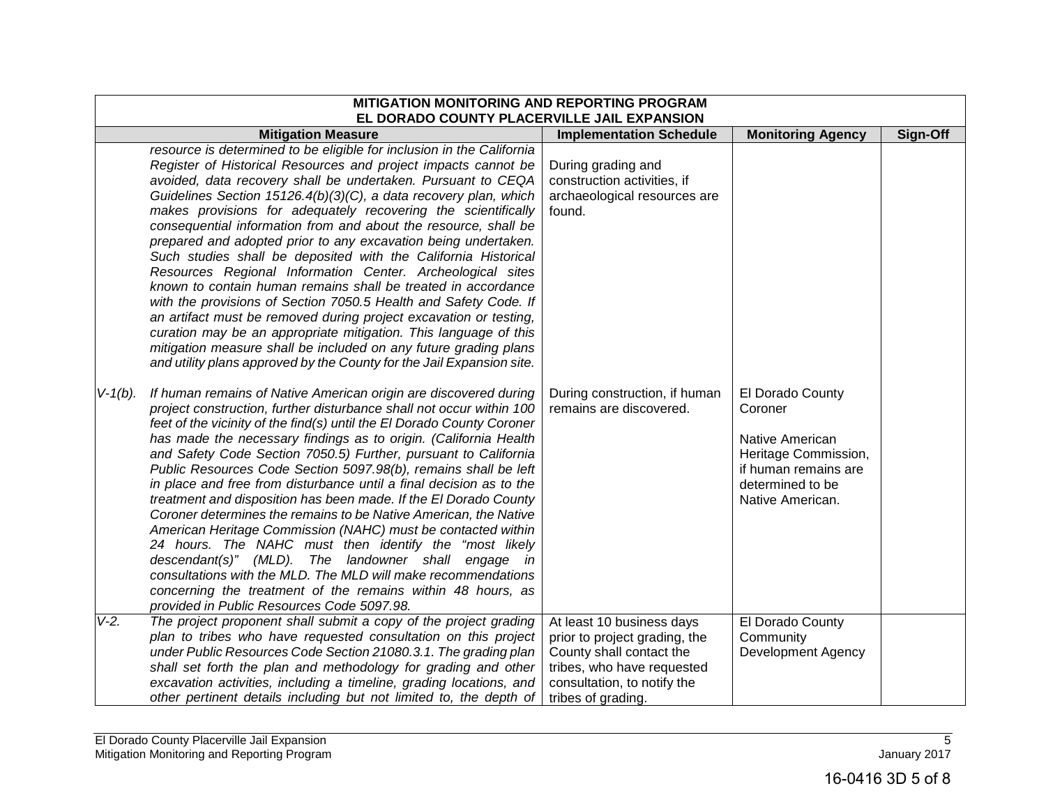| MITIGATION MONITORING AND REPORTING PROGRAM<br>EL DORADO COUNTY PLACERVILLE JAIL EXPANSION | | | |
|---|---|---|---|
| **Mitigation Measure** | **Implementation Schedule** | **Monitoring Agency** | **Sign-Off** |
| *resource is determined to be eligible for inclusion in the California Register of Historical Resources and project impacts cannot be avoided, data recovery shall be undertaken. Pursuant to CEQA Guidelines Section 15126.4(b)(3)(C), a data recovery plan, which makes provisions for adequately recovering the scientifically consequential information from and about the resource, shall be prepared and adopted prior to any excavation being undertaken. Such studies shall be deposited with the California Historical Resources Regional Information Center. Archeological sites known to contain human remains shall be treated in accordance with the provisions of Section 7050.5 Health and Safety Code. If an artifact must be removed during project excavation or testing, curation may be an appropriate mitigation. This language of this mitigation measure shall be included on any future grading plans and utility plans approved by the County for the Jail Expansion site.* | During grading and construction activities, if archaeological resources are found. | | |
| *V-1(b). If human remains of Native American origin are discovered during project construction, further disturbance shall not occur within 100 feet of the vicinity of the find(s) until the El Dorado County Coroner has made the necessary findings as to origin. (California Health and Safety Code Section 7050.5) Further, pursuant to California Public Resources Code Section 5097.98(b), remains shall be left in place and free from disturbance until a final decision as to the treatment and disposition has been made. If the El Dorado County Coroner determines the remains to be Native American, the Native American Heritage Commission (NAHC) must be contacted within 24 hours. The NAHC must then identify the "most likely descendant(s)" (MLD). The landowner shall engage in consultations with the MLD. The MLD will make recommendations concerning the treatment of the remains within 48 hours, as provided in Public Resources Code 5097.98.* | During construction, if human remains are discovered. | El Dorado County Coroner<br><br>Native American Heritage Commission, if human remains are determined to be Native American. | |
| *V-2. The project proponent shall submit a copy of the project grading plan to tribes who have requested consultation on this project under Public Resources Code Section 21080.3.1. The grading plan shall set forth the plan and methodology for grading and other excavation activities, including a timeline, grading locations, and other pertinent details including but not limited to, the depth of* | At least 10 business days prior to project grading, the County shall contact the tribes, who have requested consultation, to notify the tribes of grading. | El Dorado County Community Development Agency | |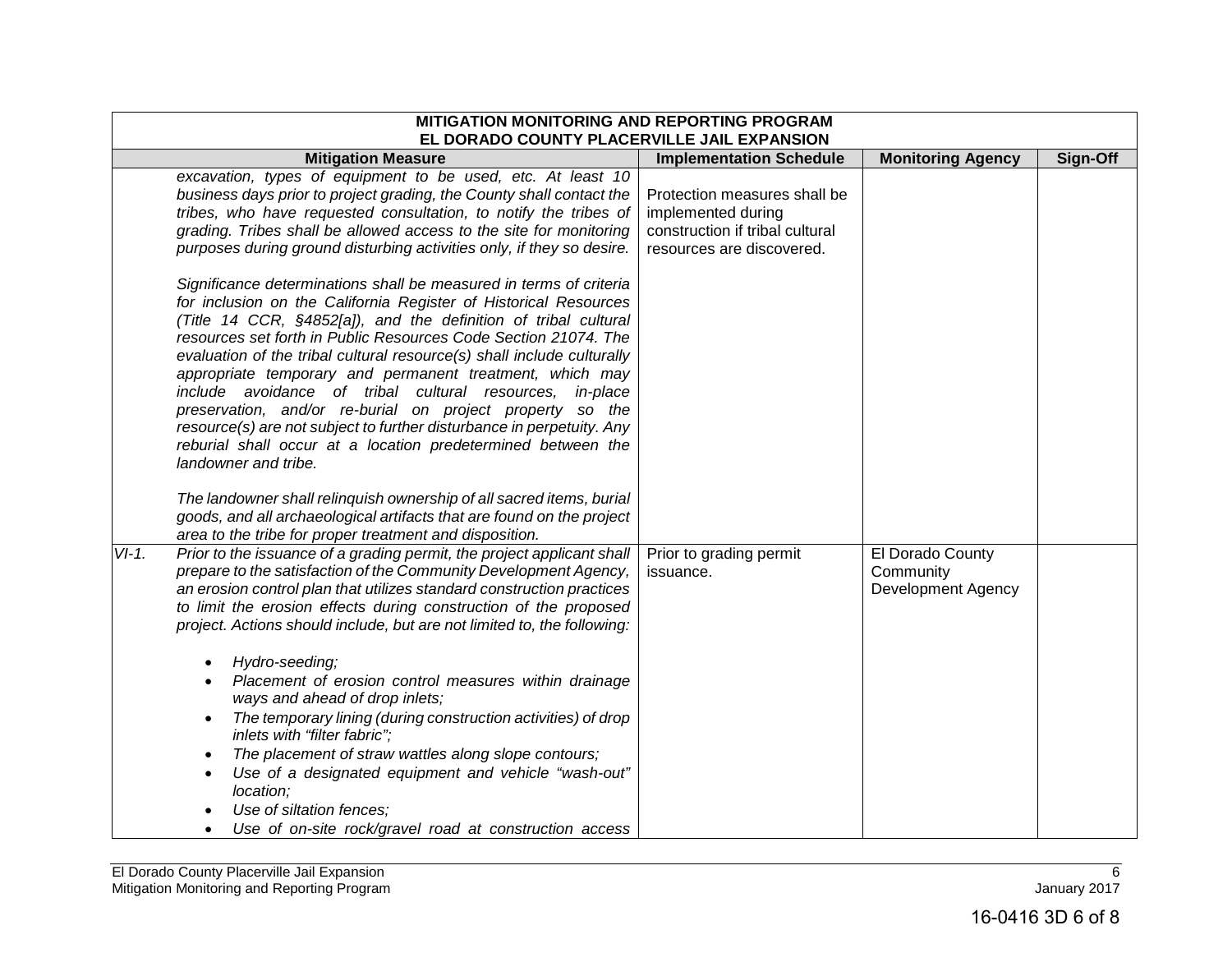| MITIGATION MONITORING AND REPORTING PROGRAM<br>EL DORADO COUNTY PLACERVILLE JAIL EXPANSION | | | | |
|---|---|---|---|---|
| | **Mitigation Measure** | **Implementation Schedule** | **Monitoring Agency** | **Sign-Off** |
| | *excavation, types of equipment to be used, etc. At least 10 business days prior to project grading, the County shall contact the tribes, who have requested consultation, to notify the tribes of grading. Tribes shall be allowed access to the site for monitoring purposes during ground disturbing activities only, if they so desire.*<br><br>*Significance determinations shall be measured in terms of criteria for inclusion on the California Register of Historical Resources (Title 14 CCR, §4852[a]), and the definition of tribal cultural resources set forth in Public Resources Code Section 21074. The evaluation of the tribal cultural resource(s) shall include culturally appropriate temporary and permanent treatment, which may include avoidance of tribal cultural resources, in-place preservation, and/or re-burial on project property so the resource(s) are not subject to further disturbance in perpetuity. Any reburial shall occur at a location predetermined between the landowner and tribe.*<br><br>*The landowner shall relinquish ownership of all sacred items, burial goods, and all archaeological artifacts that are found on the project area to the tribe for proper treatment and disposition.* | Protection measures shall be implemented during construction if tribal cultural resources are discovered. | | |
| *VI-1.* | *Prior to the issuance of a grading permit, the project applicant shall prepare to the satisfaction of the Community Development Agency, an erosion control plan that utilizes standard construction practices to limit the erosion effects during construction of the proposed project. Actions should include, but are not limited to, the following:*<br><br>• *Hydro-seeding;*<br>• *Placement of erosion control measures within drainage ways and ahead of drop inlets;*<br>• *The temporary lining (during construction activities) of drop inlets with "filter fabric";*<br>• *The placement of straw wattles along slope contours;*<br>• *Use of a designated equipment and vehicle "wash-out" location;*<br>• *Use of siltation fences;*<br>• *Use of on-site rock/gravel road at construction access* | Prior to grading permit issuance. | El Dorado County Community Development Agency | |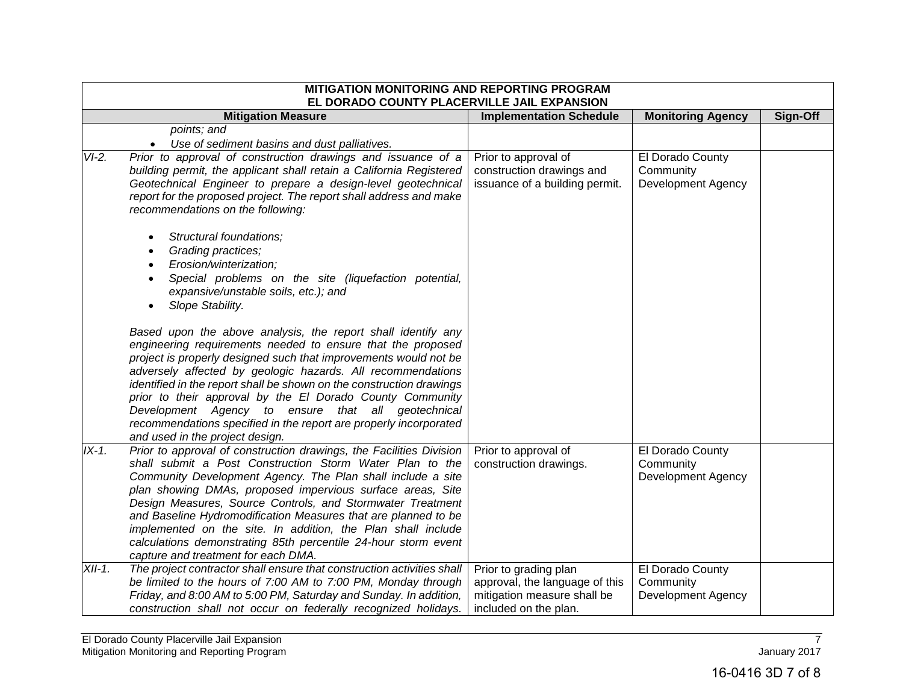| MITIGATION MONITORING AND REPORTING PROGRAM<br>EL DORADO COUNTY PLACERVILLE JAIL EXPANSION | | | | |
|---|---|---|---|---|
| | **Mitigation Measure** | **Implementation Schedule** | **Monitoring Agency** | **Sign-Off** |
| | *points; and*<br>• *Use of sediment basins and dust palliatives.* | | | |
| *VI-2.* | *Prior to approval of construction drawings and issuance of a building permit, the applicant shall retain a California Registered Geotechnical Engineer to prepare a design-level geotechnical report for the proposed project. The report shall address and make recommendations on the following:*<br><br>• *Structural foundations;*<br>• *Grading practices;*<br>• *Erosion/winterization;*<br>• *Special problems on the site (liquefaction potential, expansive/unstable soils, etc.); and*<br>• *Slope Stability.*<br><br>*Based upon the above analysis, the report shall identify any engineering requirements needed to ensure that the proposed project is properly designed such that improvements would not be adversely affected by geologic hazards. All recommendations identified in the report shall be shown on the construction drawings prior to their approval by the El Dorado County Community Development Agency to ensure that all geotechnical recommendations specified in the report are properly incorporated and used in the project design.* | Prior to approval of construction drawings and issuance of a building permit. | El Dorado County Community Development Agency | |
| *IX-1.* | *Prior to approval of construction drawings, the Facilities Division shall submit a Post Construction Storm Water Plan to the Community Development Agency. The Plan shall include a site plan showing DMAs, proposed impervious surface areas, Site Design Measures, Source Controls, and Stormwater Treatment and Baseline Hydromodification Measures that are planned to be implemented on the site. In addition, the Plan shall include calculations demonstrating 85th percentile 24-hour storm event capture and treatment for each DMA.* | Prior to approval of construction drawings. | El Dorado County Community Development Agency | |
| *XII-1.* | *The project contractor shall ensure that construction activities shall be limited to the hours of 7:00 AM to 7:00 PM, Monday through Friday, and 8:00 AM to 5:00 PM, Saturday and Sunday. In addition, construction shall not occur on federally recognized holidays.* | Prior to grading plan approval, the language of this mitigation measure shall be included on the plan. | El Dorado County Community Development Agency | |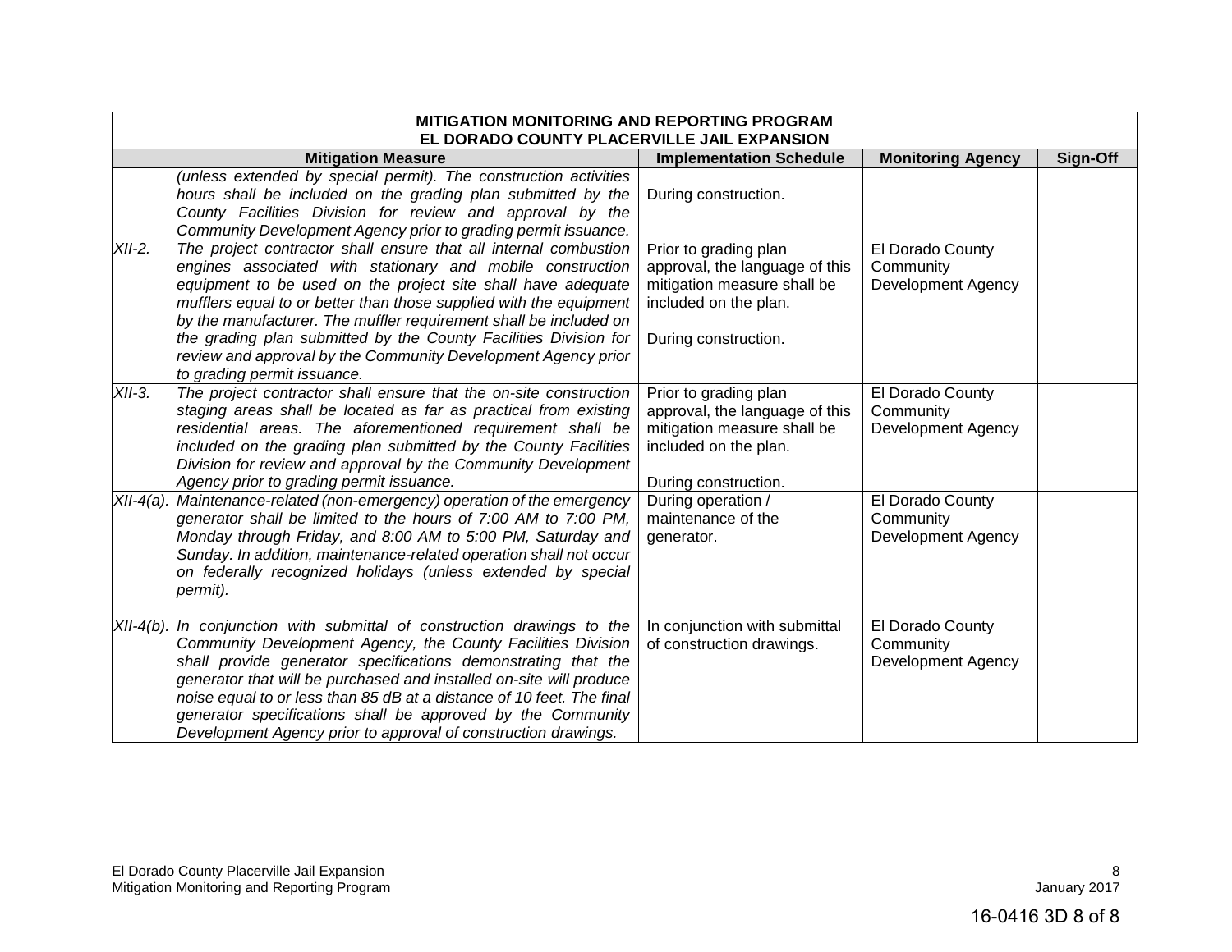| MITIGATION MONITORING AND REPORTING PROGRAM EL DORADO COUNTY PLACERVILLE JAIL EXPANSION | | | | |
|---|---|---|---|---|
| | **Mitigation Measure** | **Implementation Schedule** | **Monitoring Agency** | **Sign-Off** |
| | *(unless extended by special permit). The construction activities hours shall be included on the grading plan submitted by the County Facilities Division for review and approval by the Community Development Agency prior to grading permit issuance.* | During construction. | | |
| *XII-2.* | *The project contractor shall ensure that all internal combustion engines associated with stationary and mobile construction equipment to be used on the project site shall have adequate mufflers equal to or better than those supplied with the equipment by the manufacturer. The muffler requirement shall be included on the grading plan submitted by the County Facilities Division for review and approval by the Community Development Agency prior to grading permit issuance.* | Prior to grading plan approval, the language of this mitigation measure shall be included on the plan. During construction. | El Dorado County Community Development Agency | |
| *XII-3.* | *The project contractor shall ensure that the on-site construction staging areas shall be located as far as practical from existing residential areas. The aforementioned requirement shall be included on the grading plan submitted by the County Facilities Division for review and approval by the Community Development Agency prior to grading permit issuance.* | Prior to grading plan approval, the language of this mitigation measure shall be included on the plan. During construction. | El Dorado County Community Development Agency | |
| *XII-4(a).* | *Maintenance-related (non-emergency) operation of the emergency generator shall be limited to the hours of 7:00 AM to 7:00 PM, Monday through Friday, and 8:00 AM to 5:00 PM, Saturday and Sunday. In addition, maintenance-related operation shall not occur on federally recognized holidays (unless extended by special permit).* | During operation / maintenance of the generator. | El Dorado County Community Development Agency | |
| *XII-4(b).* | *In conjunction with submittal of construction drawings to the Community Development Agency, the County Facilities Division shall provide generator specifications demonstrating that the generator that will be purchased and installed on-site will produce noise equal to or less than 85 dB at a distance of 10 feet. The final generator specifications shall be approved by the Community Development Agency prior to approval of construction drawings.* | In conjunction with submittal of construction drawings. | El Dorado County Community Development Agency | |